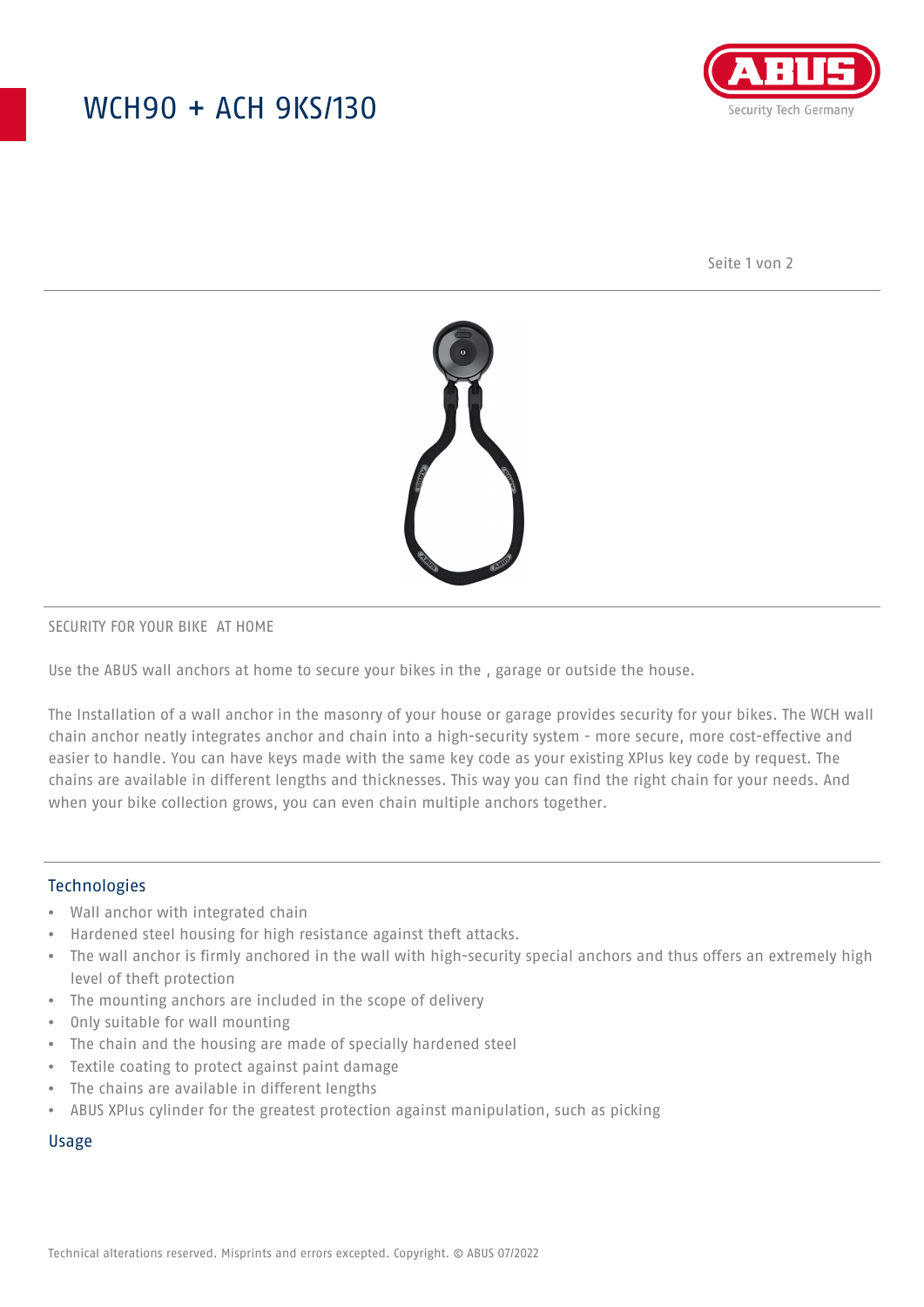# WCH90 + ACH 9KS/130

ABUS
Security Tech Germany

## SECURITY FOR YOUR BIKE  AT HOME

Use the ABUS wall anchors at home to secure your bikes in the , garage or outside the house.

The Installation of a wall anchor in the masonry of your house or garage provides security for your bikes. The WCH wall chain anchor neatly integrates anchor and chain into a high-security system - more secure, more cost-effective and easier to handle. You can have keys made with the same key code as your existing XPlus key code by request. The chains are available in different lengths and thicknesses. This way you can find the right chain for your needs. And when your bike collection grows, you can even chain multiple anchors together.

## Technologies

- Wall anchor with integrated chain
- Hardened steel housing for high resistance against theft attacks.
- The wall anchor is firmly anchored in the wall with high-security special anchors and thus offers an extremely high level of theft protection
- The mounting anchors are included in the scope of delivery
- Only suitable for wall mounting
- The chain and the housing are made of specially hardened steel
- Textile coating to protect against paint damage
- The chains are available in different lengths
- ABUS XPlus cylinder for the greatest protection against manipulation, such as picking

## Usage

Technical alterations reserved. Misprints and errors excepted. Copyright. © ABUS 07/2022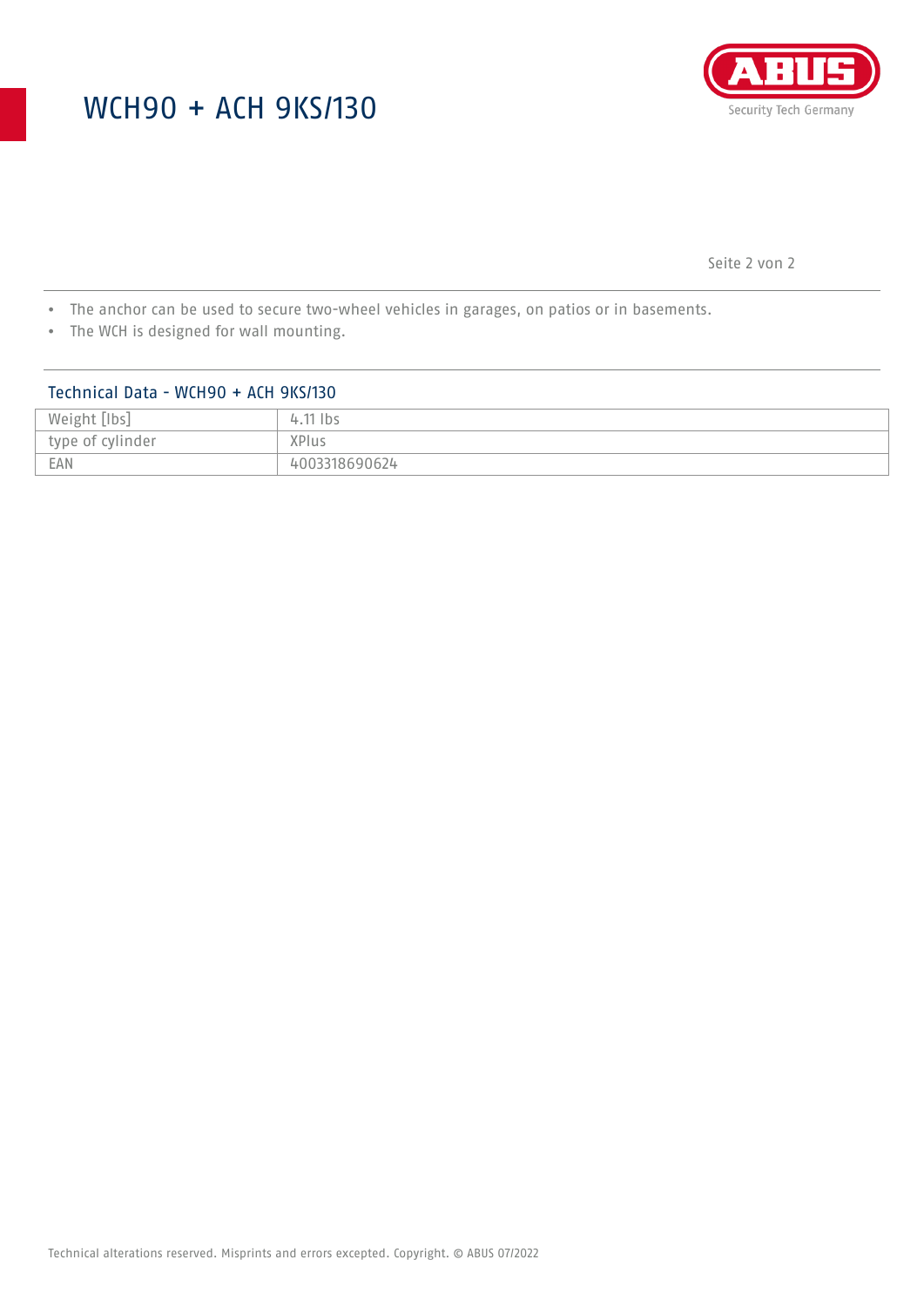- The anchor can be used to secure two-wheel vehicles in garages, on patios or in basements.
- The WCH is designed for wall mounting.

### Technical Data - WCH90 + ACH 9KS/130

| | |
|---|---|
| Weight [lbs] | 4.11 lbs |
| type of cylinder | XPlus |
| EAN | 4003318690624 |

Technical alterations reserved. Misprints and errors excepted. Copyright. © ABUS 07/2022